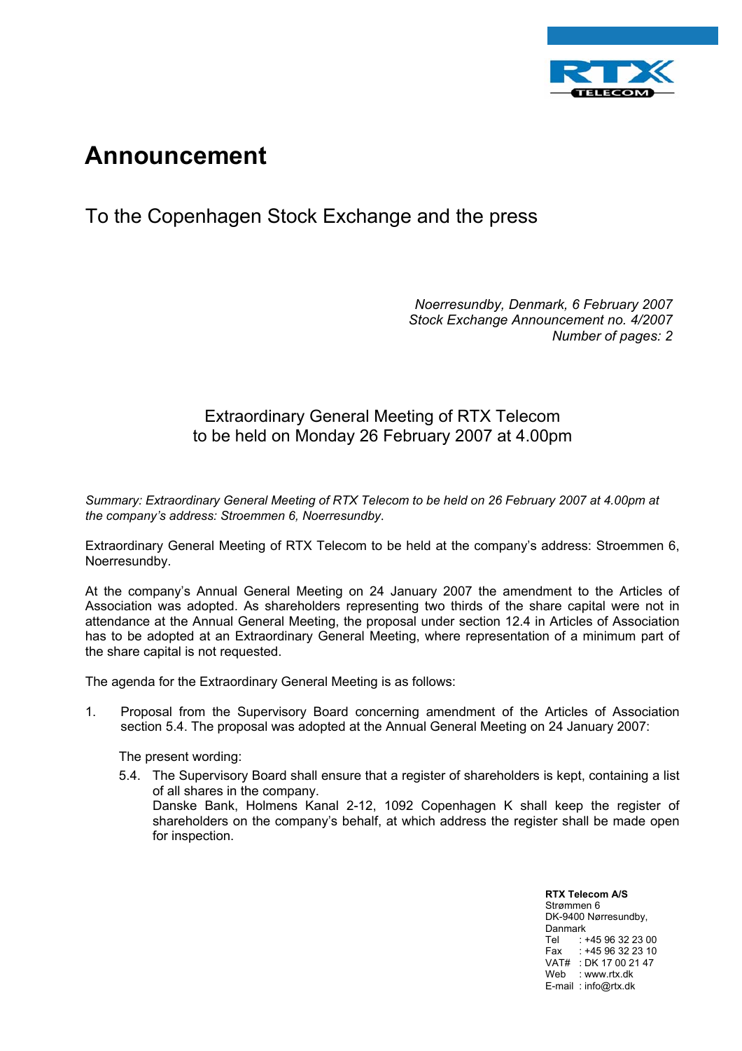# Announcement

## To the Copenhagen Stock Exchange and the press

*Noerresundby, Denmark, 6 February 2007*
*Stock Exchange Announcement no. 4/2007*
*Number of pages: 2*

### Extraordinary General Meeting of RTX Telecom to be held on Monday 26 February 2007 at 4.00pm

*Summary: Extraordinary General Meeting of RTX Telecom to be held on 26 February 2007 at 4.00pm at the company's address: Stroemmen 6, Noerresundby.*

Extraordinary General Meeting of RTX Telecom to be held at the company's address: Stroemmen 6, Noerresundby.

At the company's Annual General Meeting on 24 January 2007 the amendment to the Articles of Association was adopted. As shareholders representing two thirds of the share capital were not in attendance at the Annual General Meeting, the proposal under section 12.4 in Articles of Association has to be adopted at an Extraordinary General Meeting, where representation of a minimum part of the share capital is not requested.

The agenda for the Extraordinary General Meeting is as follows:

1. Proposal from the Supervisory Board concerning amendment of the Articles of Association section 5.4. The proposal was adopted at the Annual General Meeting on 24 January 2007:

   The present wording:

   5.4. The Supervisory Board shall ensure that a register of shareholders is kept, containing a list of all shares in the company.
   Danske Bank, Holmens Kanal 2-12, 1092 Copenhagen K shall keep the register of shareholders on the company's behalf, at which address the register shall made open for inspection.

**RTX Telecom A/S**
Strømmen 6
DK-9400 Nørresundby,
Danmark
Tel : +45 96 32 23 00
Fax : +45 96 32 23 10
VAT# : DK 17 00 21 47
Web : www.rtx.dk
E-mail : info@rtx.dk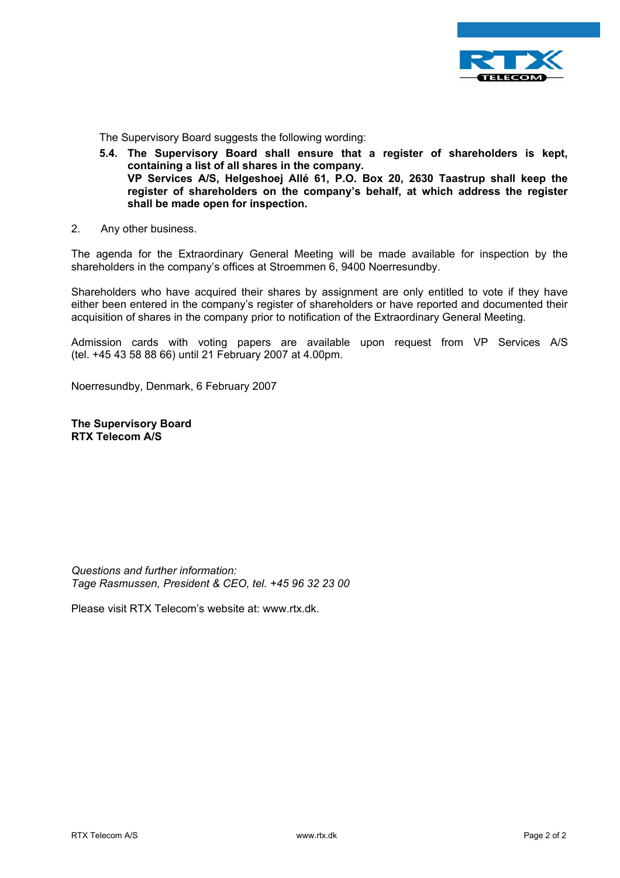The Supervisory Board suggests the following wording:

**5.4. The Supervisory Board shall ensure that a register of shareholders is kept, containing a list of all shares in the company.**
**VP Services A/S, Helgeshoej Allé 61, P.O. Box 20, 2630 Taastrup shall keep the register of shareholders on the company's behalf, at which address the register shall be made open for inspection.**

2. Any other business.

The agenda for the Extraordinary General Meeting will be made available for inspection by the shareholders in the company's offices at Stroemmen 6, 9400 Noerresundby.

Shareholders who have acquired their shares by assignment are only entitled to vote if they have either been entered in the company's register of shareholders or have reported and documented their acquisition of shares in the company prior to notification of the Extraordinary General Meeting.

Admission cards with voting papers are available upon request from VP Services A/S (tel. +45 43 58 88 66) until 21 February 2007 at 4.00pm.

Noerresundby, Denmark, 6 February 2007

**The Supervisory Board**
**RTX Telecom A/S**

*Questions and further information:*
*Tage Rasmussen, President & CEO, tel. +45 96 32 23 00*

Please visit RTX Telecom's website at: www.rtx.dk.